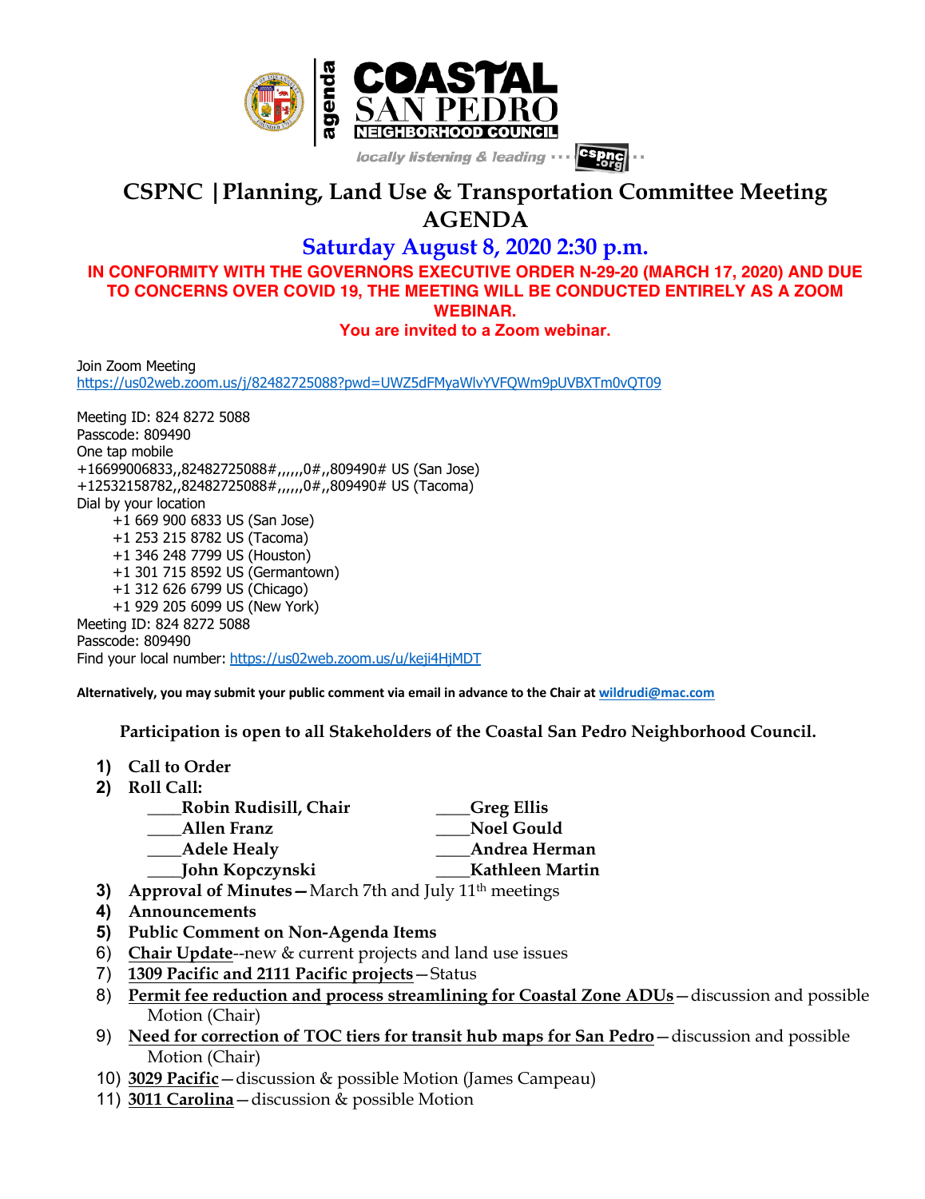agenda

# COASTAL SAN PEDRO NEIGHBORHOOD COUNCIL

locally listening & leading ··· cspnc.org ··

# CSPNC | Planning, Land Use & Transportation Committee Meeting AGENDA

## Saturday August 8, 2020 2:30 p.m.

**IN CONFORMITY WITH THE GOVERNORS EXECUTIVE ORDER N-29-20 (MARCH 17, 2020) AND DUE TO CONCERNS OVER COVID 19, THE MEETING WILL BE CONDUCTED ENTIRELY AS A ZOOM WEBINAR.**

**You are invited to a Zoom webinar.**

Join Zoom Meeting
https://us02web.zoom.us/j/82482725088?pwd=UWZ5dFMyaWlvYVFQWm9pUVBXTm0vQT09

Meeting ID: 824 8272 5088
Passcode: 809490
One tap mobile
+16699006833,,82482725088#,,,,,,0#,,809490# US (San Jose)
+12532158782,,82482725088#,,,,,,0#,,809490# US (Tacoma)
Dial by your location
+1 669 900 6833 US (San Jose)
+1 253 215 8782 US (Tacoma)
+1 346 248 7799 US (Houston)
+1 301 715 8592 US (Germantown)
+1 312 626 6799 US (Chicago)
+1 929 205 6099 US (New York)
Meeting ID: 824 8272 5088
Passcode: 809490
Find your local number: https://us02web.zoom.us/u/keji4HjMDT

**Alternatively, you may submit your public comment via email in advance to the Chair at wildrudi@mac.com**

**Participation is open to all Stakeholders of the Coastal San Pedro Neighborhood Council.**

1) **Call to Order**
2) **Roll Call:**
   - ____**Robin Rudisill, Chair**
   - ____**Allen Franz**
   - ____**Adele Healy**
   - ____**John Kopczynski**
   - ____**Greg Ellis**
   - ____**Noel Gould**
   - ____**Andrea Herman**
   - ____**Kathleen Martin**
3) **Approval of Minutes**—March 7th and July 11th meetings
4) **Announcements**
5) **Public Comment on Non-Agenda Items**
6) **Chair Update**--new & current projects and land use issues
7) **1309 Pacific and 2111 Pacific projects**—Status
8) **Permit fee reduction and process streamlining for Coastal Zone ADUs**—discussion and possible Motion (Chair)
9) **Need for correction of TOC tiers for transit hub maps for San Pedro**—discussion and possible Motion (Chair)
10) **3029 Pacific**—discussion & possible Motion (James Campeau)
11) **3011 Carolina**—discussion & possible Motion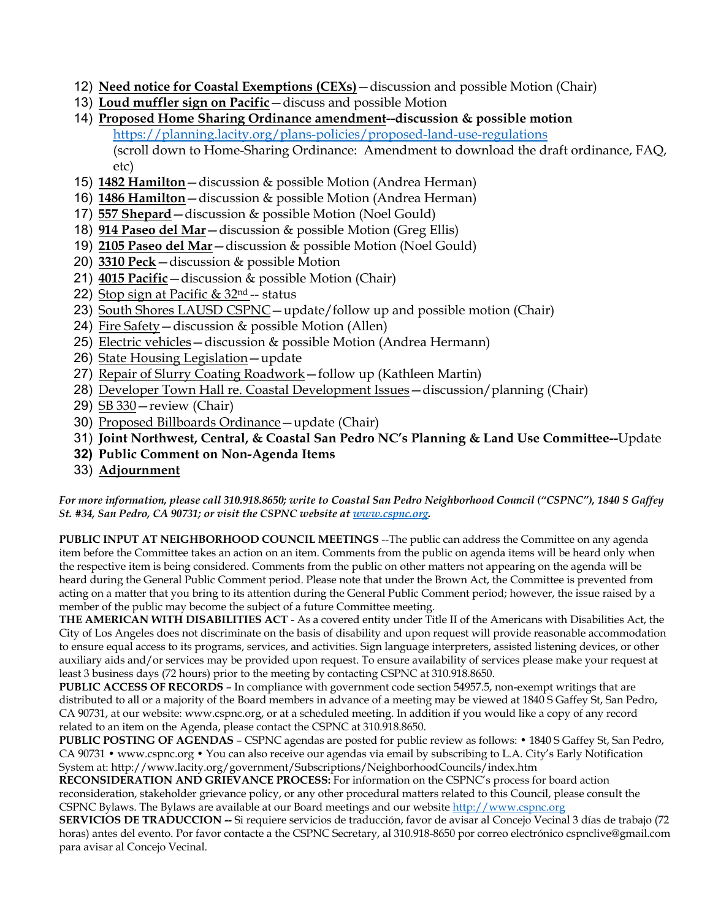12) **Need notice for Coastal Exemptions (CEXs)**—discussion and possible Motion (Chair)
13) **Loud muffler sign on Pacific**—discuss and possible Motion
14) **Proposed Home Sharing Ordinance amendment--discussion & possible motion**
    https://planning.lacity.org/plans-policies/proposed-land-use-regulations
    (scroll down to Home-Sharing Ordinance: Amendment to download the draft ordinance, FAQ, etc)
15) **1482 Hamilton**—discussion & possible Motion (Andrea Herman)
16) **1486 Hamilton**—discussion & possible Motion (Andrea Herman)
17) **557 Shepard**—discussion & possible Motion (Noel Gould)
18) **914 Paseo del Mar**—discussion & possible Motion (Greg Ellis)
19) **2105 Paseo del Mar**—discussion & possible Motion (Noel Gould)
20) **3310 Peck**—discussion & possible Motion
21) **4015 Pacific**—discussion & possible Motion (Chair)
22) Stop sign at Pacific & 32nd -- status
23) South Shores LAUSD CSPNC—update/follow up and possible motion (Chair)
24) Fire Safety—discussion & possible Motion (Allen)
25) Electric vehicles—discussion & possible Motion (Andrea Hermann)
26) State Housing Legislation—update
27) Repair of Slurry Coating Roadwork—follow up (Kathleen Martin)
28) Developer Town Hall re. Coastal Development Issues—discussion/planning (Chair)
29) SB 330—review (Chair)
30) Proposed Billboards Ordinance—update (Chair)
31) **Joint Northwest, Central, & Coastal San Pedro NC's Planning & Land Use Committee--**Update
32) **Public Comment on Non-Agenda Items**
33) **Adjournment**

***For more information, please call 310.918.8650; write to Coastal San Pedro Neighborhood Council ("CSPNC"), 1840 S Gaffey St. #34, San Pedro, CA 90731; or visit the CSPNC website at www.cspnc.org.***

**PUBLIC INPUT AT NEIGHBORHOOD COUNCIL MEETINGS** --The public can address the Committee on any agenda item before the Committee takes an action on an item. Comments from the public on agenda items will be heard only when the respective item is being considered. Comments from the public on other matters not appearing on the agenda will be heard during the General Public Comment period. Please note that under the Brown Act, the Committee is prevented from acting on a matter that you bring to its attention during the General Public Comment period; however, the issue raised by a member of the public may become the subject of a future Committee meeting.

**THE AMERICAN WITH DISABILITIES ACT** - As a covered entity under Title II of the Americans with Disabilities Act, the City of Los Angeles does not discriminate on the basis of disability and upon request will provide reasonable accommodation to ensure equal access to its programs, services, and activities. Sign language interpreters, assisted listening devices, or other auxiliary aids and/or services may be provided upon request. To ensure availability of services please make your request at least 3 business days (72 hours) prior to the meeting by contacting CSPNC at 310.918.8650.

**PUBLIC ACCESS OF RECORDS** – In compliance with government code section 54957.5, non-exempt writings that are distributed to all or a majority of the Board members in advance of a meeting may be viewed at 1840 S Gaffey St, San Pedro, CA 90731, at our website: www.cspnc.org, or at a scheduled meeting. In addition if you would like a copy of any record related to an item on the Agenda, please contact the CSPNC at 310.918.8650.

**PUBLIC POSTING OF AGENDAS** – CSPNC agendas are posted for public review as follows: • 1840 S Gaffey St, San Pedro, CA 90731 • www.cspnc.org • You can also receive our agendas via email by subscribing to L.A. City's Early Notification System at: http://www.lacity.org/government/Subscriptions/NeighborhoodCouncils/index.htm

**RECONSIDERATION AND GRIEVANCE PROCESS:** For information on the CSPNC's process for board action reconsideration, stakeholder grievance policy, or any other procedural matters related to this Council, please consult the CSPNC Bylaws. The Bylaws are available at our Board meetings and our website http://www.cspnc.org

**SERVICIOS DE TRADUCCION --** Si requiere servicios de traducción, favor de avisar al Concejo Vecinal 3 días de trabajo (72 horas) antes del evento. Por favor contacte a the CSPNC Secretary, al 310.918-8650 por correo electrónico cspnclive@gmail.com para avisar al Concejo Vecinal.